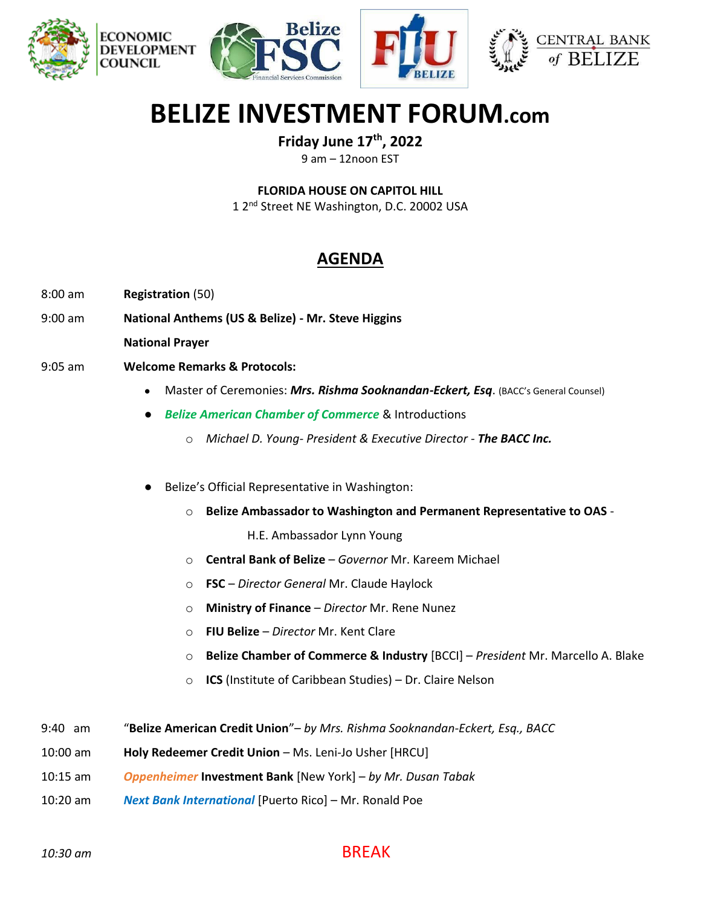ECONOMIC DEVELOPMENT COUNCIL

Belize FSC Financial Services Commission

FIU BELIZE

CENTRAL BANK of BELIZE

# BELIZE INVESTMENT FORUM.com

**Friday June 17th, 2022**

9 am – 12noon EST

**FLORIDA HOUSE ON CAPITOL HILL**

1 2nd Street NE Washington, D.C. 20002 USA

## AGENDA

8:00 am **Registration** (50)

9:00 am **National Anthems (US & Belize) - Mr. Steve Higgins**

**National Prayer**

9:05 am **Welcome Remarks & Protocols:**

- Master of Ceremonies: ***Mrs. Rishma Sooknandan-Eckert, Esq***. (BACC's General Counsel)
- ***Belize American Chamber of Commerce*** & Introductions
  - *Michael D. Young- President & Executive Director - **The BACC Inc.***
- Belize's Official Representative in Washington:
  - **Belize Ambassador to Washington and Permanent Representative to OAS** - H.E. Ambassador Lynn Young
  - **Central Bank of Belize** – *Governor* Mr. Kareem Michael
  - **FSC** – *Director General* Mr. Claude Haylock
  - **Ministry of Finance** – *Director* Mr. Rene Nunez
  - **FIU Belize** – *Director* Mr. Kent Clare
  - **Belize Chamber of Commerce & Industry** [BCCI] – *President* Mr. Marcello A. Blake
  - **ICS** (Institute of Caribbean Studies) – Dr. Claire Nelson

9:40 am "**Belize American Credit Union**"– *by Mrs. Rishma Sooknandan-Eckert, Esq., BACC*

10:00 am **Holy Redeemer Credit Union** – Ms. Leni-Jo Usher [HRCU]

10:15 am ***Oppenheimer*** **Investment Bank** [New York] – *by Mr. Dusan Tabak*

10:20 am ***Next Bank International*** [Puerto Rico] – Mr. Ronald Poe

*10:30 am* BREAK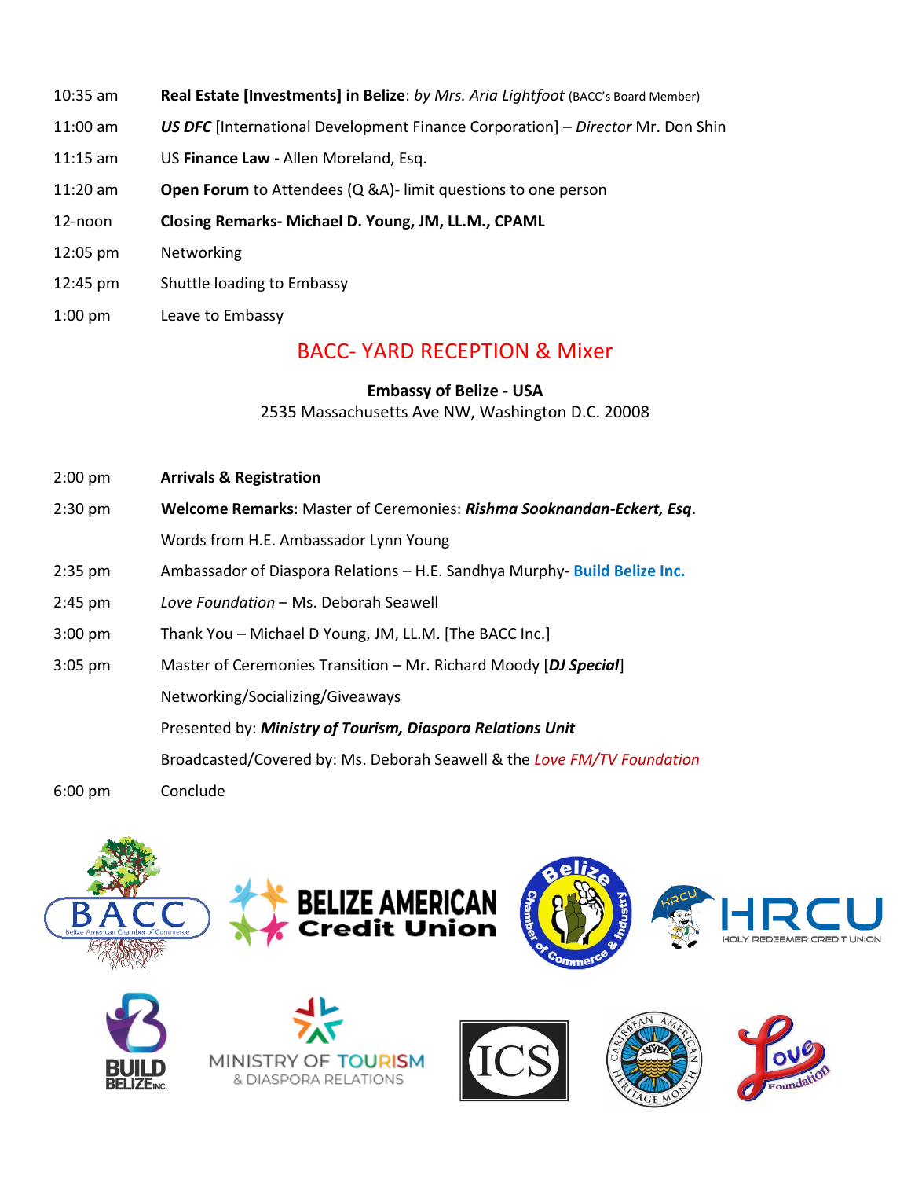| | |
|---|---|
| 10:35 am | **Real Estate [Investments] in Belize**: *by Mrs. Aria Lightfoot* (BACC's Board Member) |
| 11:00 am | ***US DFC*** [International Development Finance Corporation] – *Director* Mr. Don Shin |
| 11:15 am | US **Finance Law -** Allen Moreland, Esq. |
| 11:20 am | **Open Forum** to Attendees (Q &A)- limit questions to one person |
| 12-noon | **Closing Remarks- Michael D. Young, JM, LL.M., CPAML** |
| 12:05 pm | Networking |
| 12:45 pm | Shuttle loading to Embassy |
| 1:00 pm | Leave to Embassy |

## BACC- YARD RECEPTION & Mixer

**Embassy of Belize - USA**
2535 Massachusetts Ave NW, Washington D.C. 20008

| | |
|---|---|
| 2:00 pm | **Arrivals & Registration** |
| 2:30 pm | **Welcome Remarks**: Master of Ceremonies: ***Rishma Sooknandan-Eckert, Esq***. |
| | Words from H.E. Ambassador Lynn Young |
| 2:35 pm | Ambassador of Diaspora Relations – H.E. Sandhya Murphy- **Build Belize Inc.** |
| 2:45 pm | *Love Foundation* – Ms. Deborah Seawell |
| 3:00 pm | Thank You – Michael D Young, JM, LL.M. [The BACC Inc.] |
| 3:05 pm | Master of Ceremonies Transition – Mr. Richard Moody [***DJ Special***] |
| | Networking/Socializing/Giveaways |
| | Presented by: ***Ministry of Tourism, Diaspora Relations Unit*** |
| | Broadcasted/Covered by: Ms. Deborah Seawell & the *Love FM/TV Foundation* |
| 6:00 pm | Conclude |